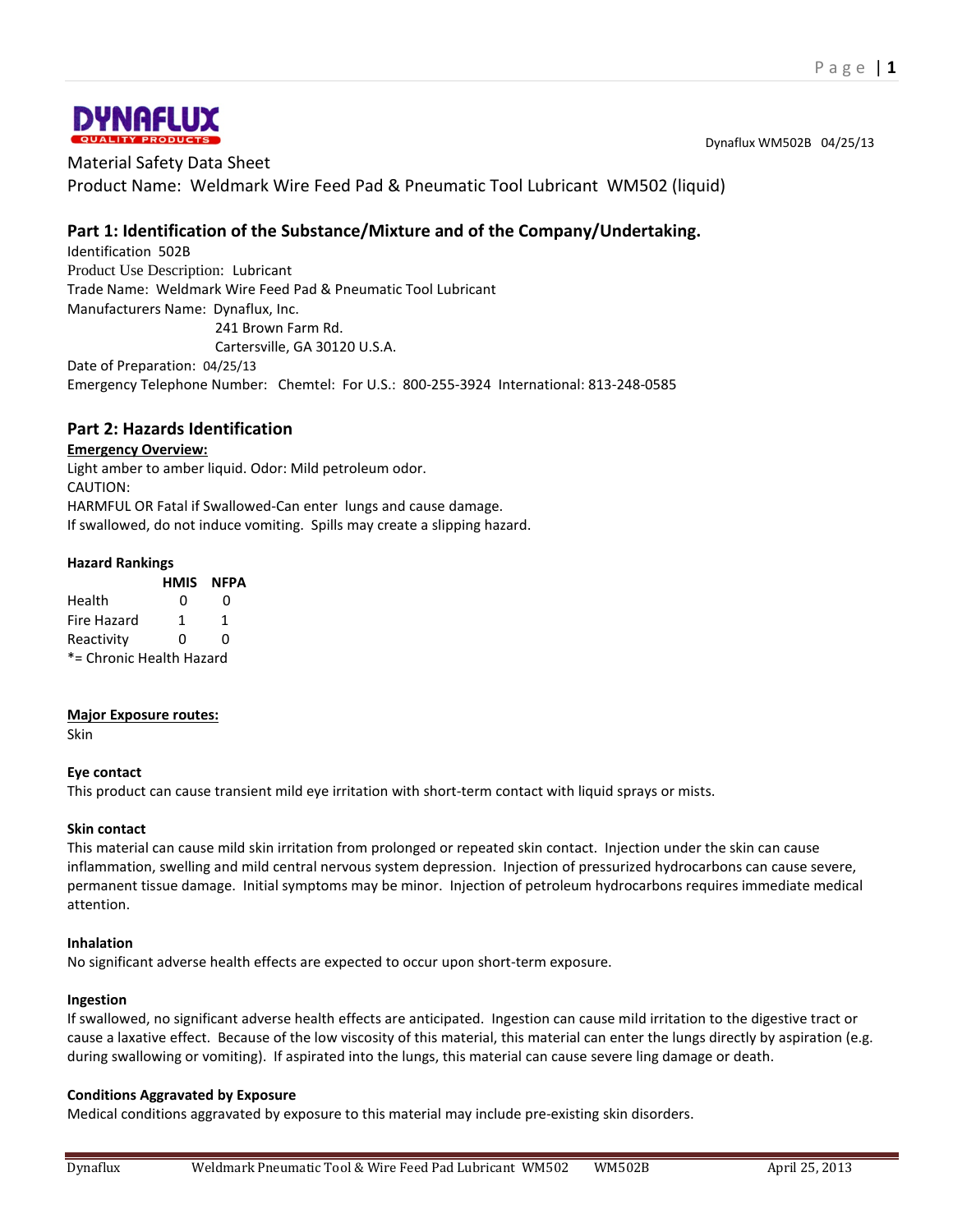DYNAFLUX
QUALITY PRODUCTS

Dynaflux WM502B 04/25/13

Material Safety Data Sheet

Product Name: Weldmark Wire Feed Pad & Pneumatic Tool Lubricant WM502 (liquid)

## Part 1: Identification of the Substance/Mixture and of the Company/Undertaking.

Identification 502B

Product Use Description: Lubricant

Trade Name: Weldmark Wire Feed Pad & Pneumatic Tool Lubricant

Manufacturers Name: Dynaflux, Inc.
241 Brown Farm Rd.
Cartersville, GA 30120 U.S.A.

Date of Preparation: 04/25/13

Emergency Telephone Number: Chemtel: For U.S.: 800-255-3924 International: 813-248-0585

## Part 2: Hazards Identification

**Emergency Overview:**

Light amber to amber liquid. Odor: Mild petroleum odor.

CAUTION:

HARMFUL OR Fatal if Swallowed-Can enter lungs and cause damage.

If swallowed, do not induce vomiting. Spills may create a slipping hazard.

**Hazard Rankings**

| | HMIS | NFPA |
|---|---|---|
| Health | 0 | 0 |
| Fire Hazard | 1 | 1 |
| Reactivity | 0 | 0 |

*= Chronic Health Hazard

**Major Exposure routes:**

Skin

**Eye contact**

This product can cause transient mild eye irritation with short-term contact with liquid sprays or mists.

**Skin contact**

This material can cause mild skin irritation from prolonged or repeated skin contact. Injection under the skin can cause inflammation, swelling and mild central nervous system depression. Injection of pressurized hydrocarbons can cause severe, permanent tissue damage. Initial symptoms may be minor. Injection of petroleum hydrocarbons requires immediate medical attention.

**Inhalation**

No significant adverse health effects are expected to occur upon short-term exposure.

**Ingestion**

If swallowed, no significant adverse health effects are anticipated. Ingestion can cause mild irritation to the digestive tract or cause a laxative effect. Because of the low viscosity of this material, this material can enter the lungs directly by aspiration (e.g. during swallowing or vomiting). If aspirated into the lungs, this material can cause severe ling damage or death.

**Conditions Aggravated by Exposure**

Medical conditions aggravated by exposure to this material may include pre-existing skin disorders.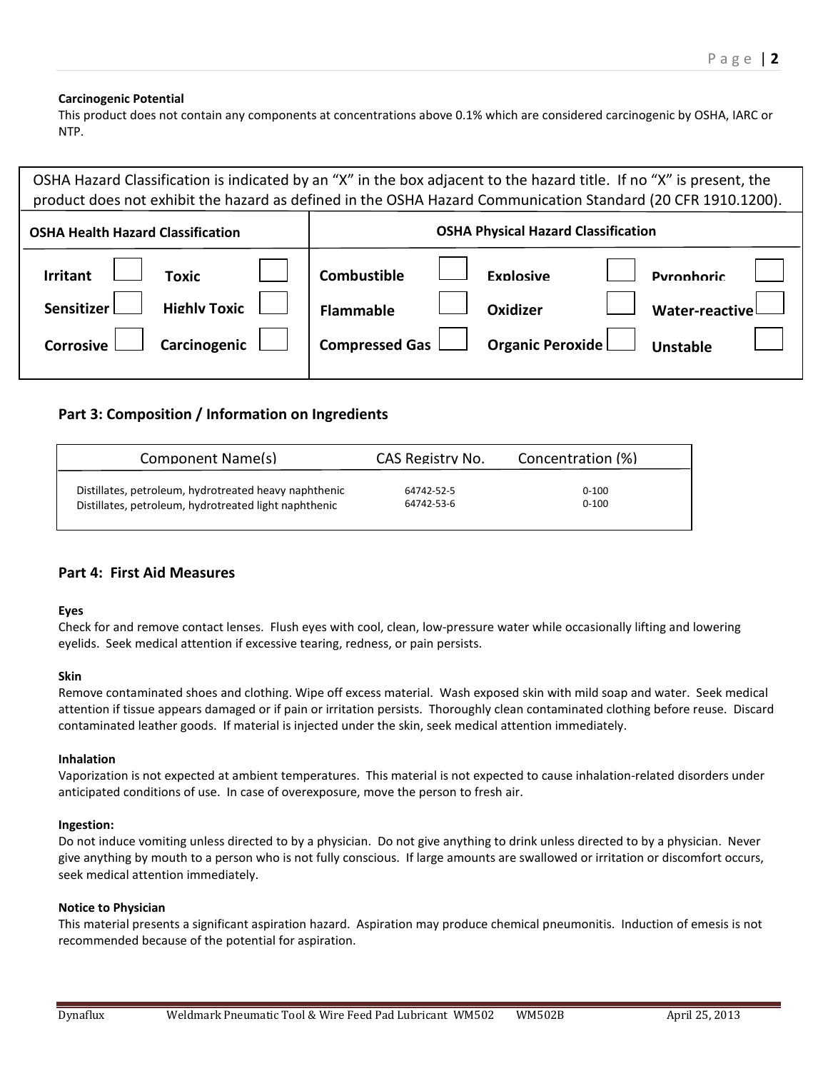**Carcinogenic Potential**

This product does not contain any components at concentrations above 0.1% which are considered carcinogenic by OSHA, IARC or NTP.

OSHA Hazard Classification is indicated by an "X" in the box adjacent to the hazard title. If no "X" is present, the product does not exhibit the hazard as defined in the OSHA Hazard Communication Standard (20 CFR 1910.1200).

| OSHA Health Hazard Classification | | | | OSHA Physical Hazard Classification | | | | | |
|---|---|---|---|---|---|---|---|---|---|
| **Irritant** | | **Toxic** | | **Combustible** | | **Explosive** | | **Pyrophoric** | |
| **Sensitizer** | | **Highly Toxic** | | **Flammable** | | **Oxidizer** | | **Water-reactive** | |
| **Corrosive** | | **Carcinogenic** | | **Compressed Gas** | | **Organic Peroxide** | | **Unstable** | |

## Part 3: Composition / Information on Ingredients

| Component Name(s) | CAS Registry No. | Concentration (%) |
|---|---|---|
| Distillates, petroleum, hydrotreated heavy naphthenic | 64742-52-5 | 0-100 |
| Distillates, petroleum, hydrotreated light naphthenic | 64742-53-6 | 0-100 |

## Part 4: First Aid Measures

**Eyes**

Check for and remove contact lenses. Flush eyes with cool, clean, low-pressure water while occasionally lifting and lowering eyelids. Seek medical attention if excessive tearing, redness, or pain persists.

**Skin**

Remove contaminated shoes and clothing. Wipe off excess material. Wash exposed skin with mild soap and water. Seek medical attention if tissue appears damaged or if pain or irritation persists. Thoroughly clean contaminated clothing before reuse. Discard contaminated leather goods. If material is injected under the skin, seek medical attention immediately.

**Inhalation**

Vaporization is not expected at ambient temperatures. This material is not expected to cause inhalation-related disorders under anticipated conditions of use. In case of overexposure, move the person to fresh air.

**Ingestion:**

Do not induce vomiting unless directed to by a physician. Do not give anything to drink unless directed to by a physician. Never give anything by mouth to a person who is not fully conscious. If large amounts are swallowed or irritation or discomfort occurs, seek medical attention immediately.

**Notice to Physician**

This material presents a significant aspiration hazard. Aspiration may produce chemical pneumonitis. Induction of emesis is not recommended because of the potential for aspiration.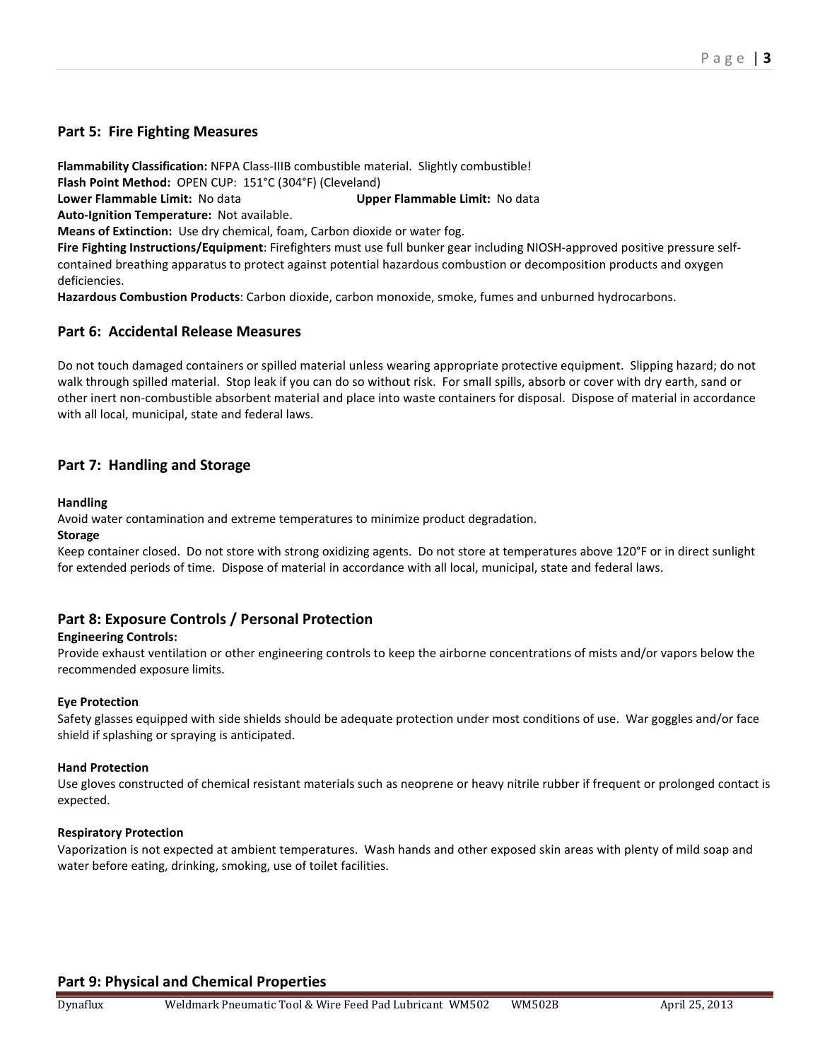## Part 5: Fire Fighting Measures

**Flammability Classification:** NFPA Class-IIIB combustible material. Slightly combustible!
**Flash Point Method:** OPEN CUP: 151°C (304°F) (Cleveland)
**Lower Flammable Limit:** No data **Upper Flammable Limit:** No data
**Auto-Ignition Temperature:** Not available.
**Means of Extinction:** Use dry chemical, foam, Carbon dioxide or water fog.
**Fire Fighting Instructions/Equipment**: Firefighters must use full bunker gear including NIOSH-approved positive pressure self-contained breathing apparatus to protect against potential hazardous combustion or decomposition products and oxygen deficiencies.
**Hazardous Combustion Products**: Carbon dioxide, carbon monoxide, smoke, fumes and unburned hydrocarbons.

## Part 6: Accidental Release Measures

Do not touch damaged containers or spilled material unless wearing appropriate protective equipment. Slipping hazard; do not walk through spilled material. Stop leak if you can do so without risk. For small spills, absorb or cover with dry earth, sand or other inert non-combustible absorbent material and place into waste containers for disposal. Dispose of material in accordance with all local, municipal, state and federal laws.

## Part 7: Handling and Storage

**Handling**
Avoid water contamination and extreme temperatures to minimize product degradation.
**Storage**
Keep container closed. Do not store with strong oxidizing agents. Do not store at temperatures above 120°F or in direct sunlight for extended periods of time. Dispose of material in accordance with all local, municipal, state and federal laws.

## Part 8: Exposure Controls / Personal Protection

**Engineering Controls:**
Provide exhaust ventilation or other engineering controls to keep the airborne concentrations of mists and/or vapors below the recommended exposure limits.

**Eye Protection**
Safety glasses equipped with side shields should be adequate protection under most conditions of use. War goggles and/or face shield if splashing or spraying is anticipated.

**Hand Protection**
Use gloves constructed of chemical resistant materials such as neoprene or heavy nitrile rubber if frequent or prolonged contact is expected.

**Respiratory Protection**
Vaporization is not expected at ambient temperatures. Wash hands and other exposed skin areas with plenty of mild soap and water before eating, drinking, smoking, use of toilet facilities.

## Part 9: Physical and Chemical Properties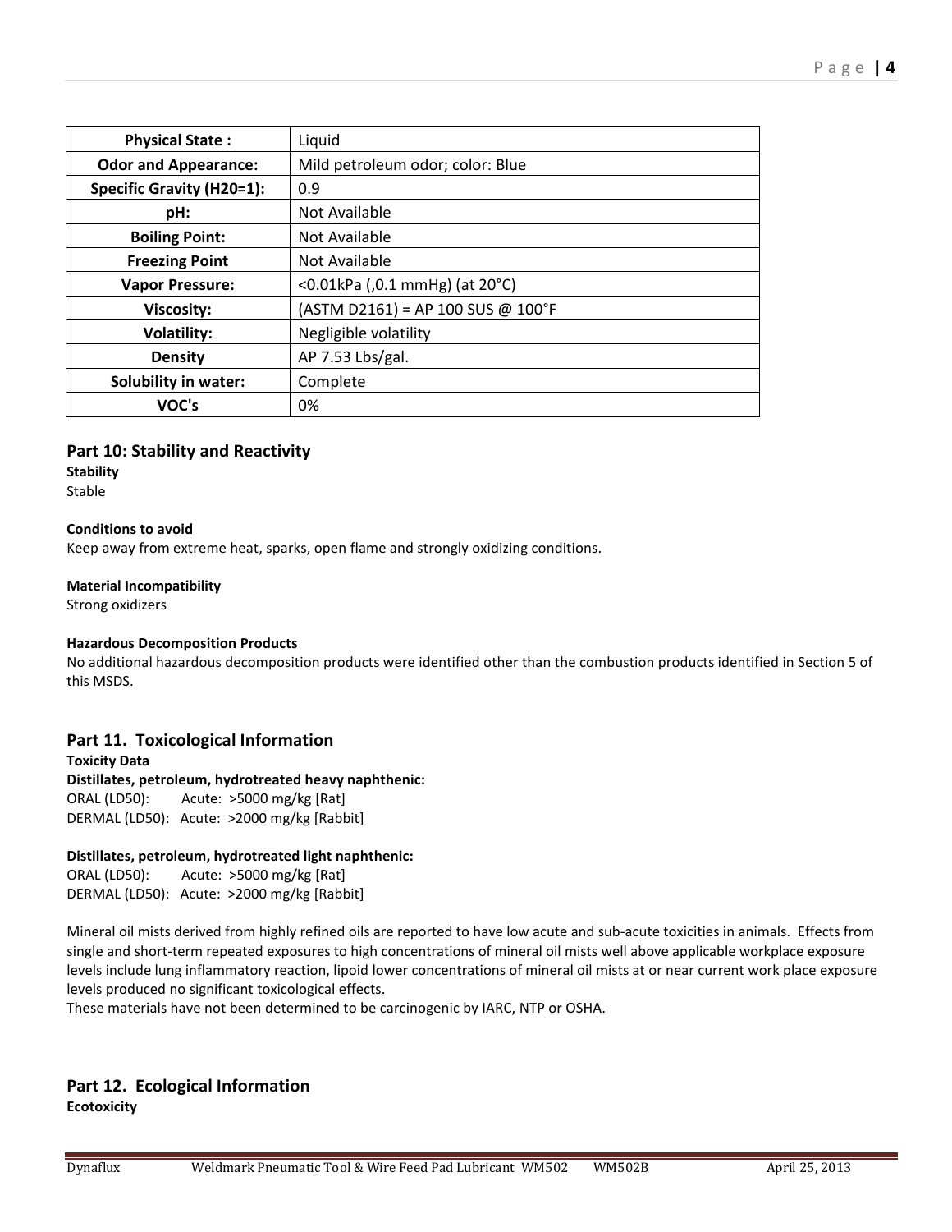| Physical State : | Liquid |
|---|---|
| Odor and Appearance: | Mild petroleum odor; color: Blue |
| Specific Gravity (H20=1): | 0.9 |
| pH: | Not Available |
| Boiling Point: | Not Available |
| Freezing Point | Not Available |
| Vapor Pressure: | <0.01kPa (,0.1 mmHg) (at 20°C) |
| Viscosity: | (ASTM D2161) = AP 100 SUS @ 100°F |
| Volatility: | Negligible volatility |
| Density | AP 7.53 Lbs/gal. |
| Solubility in water: | Complete |
| VOC's | 0% |

## Part 10: Stability and Reactivity

**Stability**
Stable

**Conditions to avoid**
Keep away from extreme heat, sparks, open flame and strongly oxidizing conditions.

**Material Incompatibility**
Strong oxidizers

**Hazardous Decomposition Products**
No additional hazardous decomposition products were identified other than the combustion products identified in Section 5 of this MSDS.

## Part 11. Toxicological Information

**Toxicity Data**
**Distillates, petroleum, hydrotreated heavy naphthenic:**
ORAL (LD50): Acute: >5000 mg/kg [Rat]
DERMAL (LD50): Acute: >2000 mg/kg [Rabbit]

**Distillates, petroleum, hydrotreated light naphthenic:**
ORAL (LD50): Acute: >5000 mg/kg [Rat]
DERMAL (LD50): Acute: >2000 mg/kg [Rabbit]

Mineral oil mists derived from highly refined oils are reported to have low acute and sub-acute toxicities in animals. Effects from single and short-term repeated exposures to high concentrations of mineral oil mists well above applicable workplace exposure levels include lung inflammatory reaction, lipoid lower concentrations of mineral oil mists at or near current work place exposure levels produced no significant toxicological effects.
These materials have not been determined to be carcinogenic by IARC, NTP or OSHA.

## Part 12. Ecological Information

**Ecotoxicity**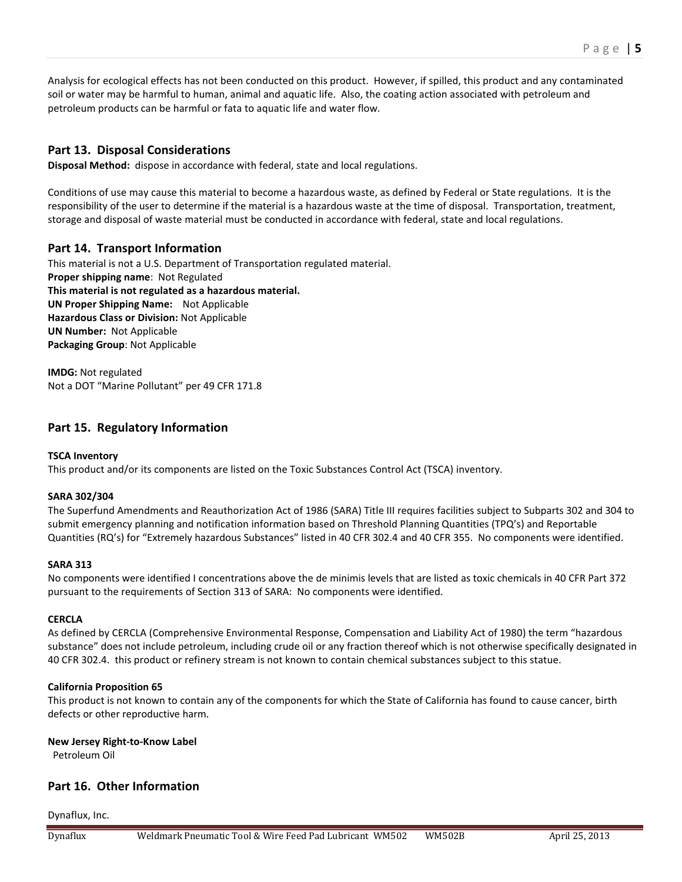Analysis for ecological effects has not been conducted on this product. However, if spilled, this product and any contaminated soil or water may be harmful to human, animal and aquatic life. Also, the coating action associated with petroleum and petroleum products can be harmful or fata to aquatic life and water flow.

## Part 13. Disposal Considerations

**Disposal Method:** dispose in accordance with federal, state and local regulations.

Conditions of use may cause this material to become a hazardous waste, as defined by Federal or State regulations. It is the responsibility of the user to determine if the material is a hazardous waste at the time of disposal. Transportation, treatment, storage and disposal of waste material must be conducted in accordance with federal, state and local regulations.

## Part 14. Transport Information

This material is not a U.S. Department of Transportation regulated material.
**Proper shipping name**: Not Regulated
**This material is not regulated as a hazardous material.**
**UN Proper Shipping Name:** Not Applicable
**Hazardous Class or Division:** Not Applicable
**UN Number:** Not Applicable
**Packaging Group**: Not Applicable

**IMDG:** Not regulated
Not a DOT "Marine Pollutant" per 49 CFR 171.8

## Part 15. Regulatory Information

**TSCA Inventory**
This product and/or its components are listed on the Toxic Substances Control Act (TSCA) inventory.

**SARA 302/304**
The Superfund Amendments and Reauthorization Act of 1986 (SARA) Title III requires facilities subject to Subparts 302 and 304 to submit emergency planning and notification information based on Threshold Planning Quantities (TPQ's) and Reportable Quantities (RQ's) for "Extremely hazardous Substances" listed in 40 CFR 302.4 and 40 CFR 355. No components were identified.

**SARA 313**
No components were identified I concentrations above the de minimis levels that are listed as toxic chemicals in 40 CFR Part 372 pursuant to the requirements of Section 313 of SARA: No components were identified.

**CERCLA**
As defined by CERCLA (Comprehensive Environmental Response, Compensation and Liability Act of 1980) the term "hazardous substance" does not include petroleum, including crude oil or any fraction thereof which is not otherwise specifically designated in 40 CFR 302.4. this product or refinery stream is not known to contain chemical substances subject to this statue.

**California Proposition 65**
This product is not known to contain any of the components for which the State of California has found to cause cancer, birth defects or other reproductive harm.

**New Jersey Right-to-Know Label**
Petroleum Oil

## Part 16. Other Information

Dynaflux, Inc.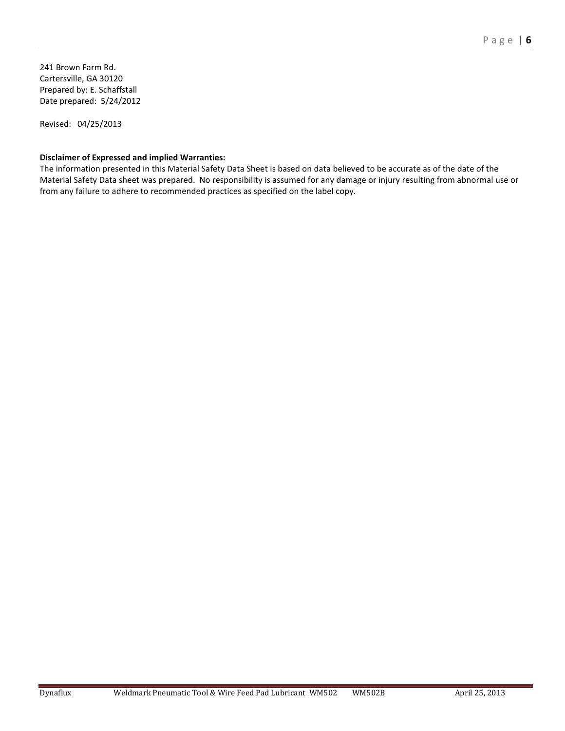241 Brown Farm Rd.
Cartersville, GA 30120
Prepared by: E. Schaffstall
Date prepared: 5/24/2012

Revised: 04/25/2013

**Disclaimer of Expressed and implied Warranties:**
The information presented in this Material Safety Data Sheet is based on data believed to be accurate as of the date of the Material Safety Data sheet was prepared. No responsibility is assumed for any damage or injury resulting from abnormal use or from any failure to adhere to recommended practices as specified on the label copy.